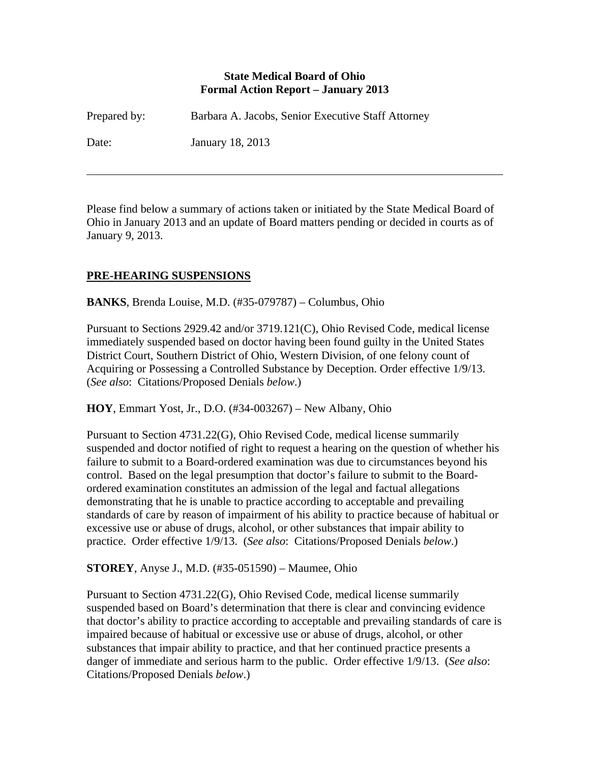**State Medical Board of Ohio**
**Formal Action Report – January 2013**

Prepared by: Barbara A. Jacobs, Senior Executive Staff Attorney

Date: January 18, 2013

---

Please find below a summary of actions taken or initiated by the State Medical Board of Ohio in January 2013 and an update of Board matters pending or decided in courts as of January 9, 2013.

## PRE-HEARING SUSPENSIONS

**BANKS**, Brenda Louise, M.D. (#35-079787) – Columbus, Ohio

Pursuant to Sections 2929.42 and/or 3719.121(C), Ohio Revised Code, medical license immediately suspended based on doctor having been found guilty in the United States District Court, Southern District of Ohio, Western Division, of one felony count of Acquiring or Possessing a Controlled Substance by Deception. Order effective 1/9/13. (*See also*: Citations/Proposed Denials *below*.)

**HOY**, Emmart Yost, Jr., D.O. (#34-003267) – New Albany, Ohio

Pursuant to Section 4731.22(G), Ohio Revised Code, medical license summarily suspended and doctor notified of right to request a hearing on the question of whether his failure to submit to a Board-ordered examination was due to circumstances beyond his control. Based on the legal presumption that doctor's failure to submit to the Board-ordered examination constitutes an admission of the legal and factual allegations demonstrating that he is unable to practice according to acceptable and prevailing standards of care by reason of impairment of his ability to practice because of habitual or excessive use or abuse of drugs, alcohol, or other substances that impair ability to practice. Order effective 1/9/13. (*See also*: Citations/Proposed Denials *below*.)

**STOREY**, Anyse J., M.D. (#35-051590) – Maumee, Ohio

Pursuant to Section 4731.22(G), Ohio Revised Code, medical license summarily suspended based on Board's determination that there is clear and convincing evidence that doctor's ability to practice according to acceptable and prevailing standards of care is impaired because of habitual or excessive use or abuse of drugs, alcohol, or other substances that impair ability to practice, and that her continued practice presents a danger of immediate and serious harm to the public. Order effective 1/9/13. (*See also*: Citations/Proposed Denials *below*.)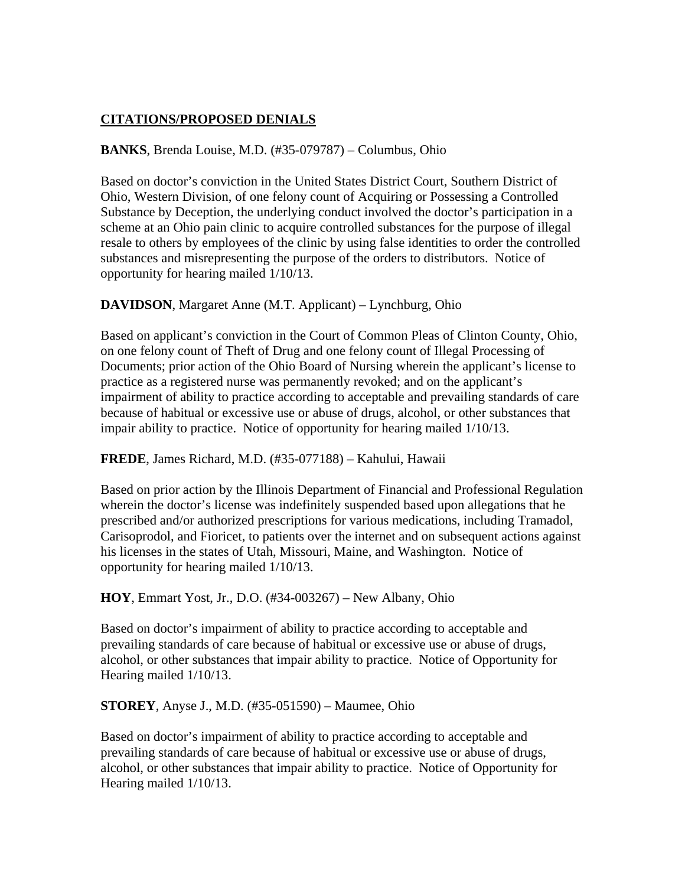**CITATIONS/PROPOSED DENIALS**

**BANKS**, Brenda Louise, M.D. (#35-079787) – Columbus, Ohio

Based on doctor's conviction in the United States District Court, Southern District of Ohio, Western Division, of one felony count of Acquiring or Possessing a Controlled Substance by Deception, the underlying conduct involved the doctor's participation in a scheme at an Ohio pain clinic to acquire controlled substances for the purpose of illegal resale to others by employees of the clinic by using false identities to order the controlled substances and misrepresenting the purpose of the orders to distributors. Notice of opportunity for hearing mailed 1/10/13.

**DAVIDSON**, Margaret Anne (M.T. Applicant) – Lynchburg, Ohio

Based on applicant's conviction in the Court of Common Pleas of Clinton County, Ohio, on one felony count of Theft of Drug and one felony count of Illegal Processing of Documents; prior action of the Ohio Board of Nursing wherein the applicant's license to practice as a registered nurse was permanently revoked; and on the applicant's impairment of ability to practice according to acceptable and prevailing standards of care because of habitual or excessive use or abuse of drugs, alcohol, or other substances that impair ability to practice. Notice of opportunity for hearing mailed 1/10/13.

**FREDE**, James Richard, M.D. (#35-077188) – Kahului, Hawaii

Based on prior action by the Illinois Department of Financial and Professional Regulation wherein the doctor's license was indefinitely suspended based upon allegations that he prescribed and/or authorized prescriptions for various medications, including Tramadol, Carisoprodol, and Fioricet, to patients over the internet and on subsequent actions against his licenses in the states of Utah, Missouri, Maine, and Washington. Notice of opportunity for hearing mailed 1/10/13.

**HOY**, Emmart Yost, Jr., D.O. (#34-003267) – New Albany, Ohio

Based on doctor's impairment of ability to practice according to acceptable and prevailing standards of care because of habitual or excessive use or abuse of drugs, alcohol, or other substances that impair ability to practice. Notice of Opportunity for Hearing mailed 1/10/13.

**STOREY**, Anyse J., M.D. (#35-051590) – Maumee, Ohio

Based on doctor's impairment of ability to practice according to acceptable and prevailing standards of care because of habitual or excessive use or abuse of drugs, alcohol, or other substances that impair ability to practice. Notice of Opportunity for Hearing mailed 1/10/13.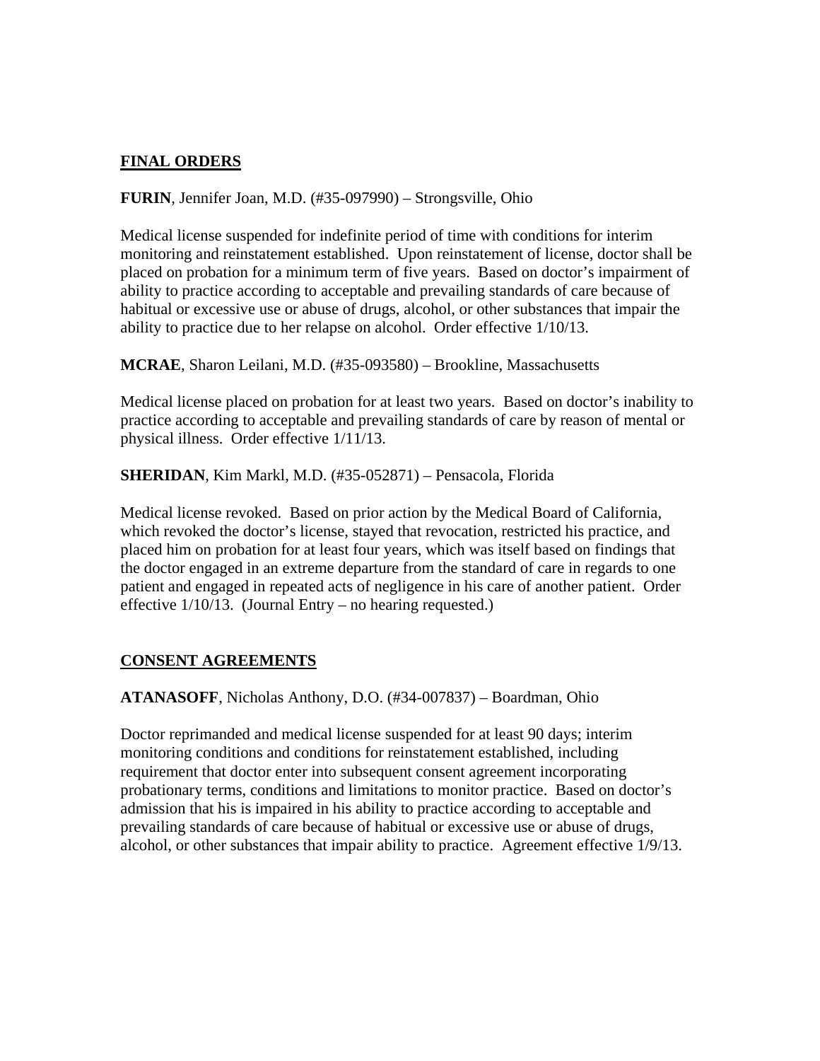## FINAL ORDERS

**FURIN**, Jennifer Joan, M.D. (#35-097990) – Strongsville, Ohio

Medical license suspended for indefinite period of time with conditions for interim monitoring and reinstatement established. Upon reinstatement of license, doctor shall be placed on probation for a minimum term of five years. Based on doctor's impairment of ability to practice according to acceptable and prevailing standards of care because of habitual or excessive use or abuse of drugs, alcohol, or other substances that impair the ability to practice due to her relapse on alcohol. Order effective 1/10/13.

**MCRAE**, Sharon Leilani, M.D. (#35-093580) – Brookline, Massachusetts

Medical license placed on probation for at least two years. Based on doctor's inability to practice according to acceptable and prevailing standards of care by reason of mental or physical illness. Order effective 1/11/13.

**SHERIDAN**, Kim Markl, M.D. (#35-052871) – Pensacola, Florida

Medical license revoked. Based on prior action by the Medical Board of California, which revoked the doctor's license, stayed that revocation, restricted his practice, and placed him on probation for at least four years, which was itself based on findings that the doctor engaged in an extreme departure from the standard of care in regards to one patient and engaged in repeated acts of negligence in his care of another patient. Order effective 1/10/13. (Journal Entry – no hearing requested.)

## CONSENT AGREEMENTS

**ATANASOFF**, Nicholas Anthony, D.O. (#34-007837) – Boardman, Ohio

Doctor reprimanded and medical license suspended for at least 90 days; interim monitoring conditions and conditions for reinstatement established, including requirement that doctor enter into subsequent consent agreement incorporating probationary terms, conditions and limitations to monitor practice. Based on doctor's admission that his is impaired in his ability to practice according to acceptable and prevailing standards of care because of habitual or excessive use or abuse of drugs, alcohol, or other substances that impair ability to practice. Agreement effective 1/9/13.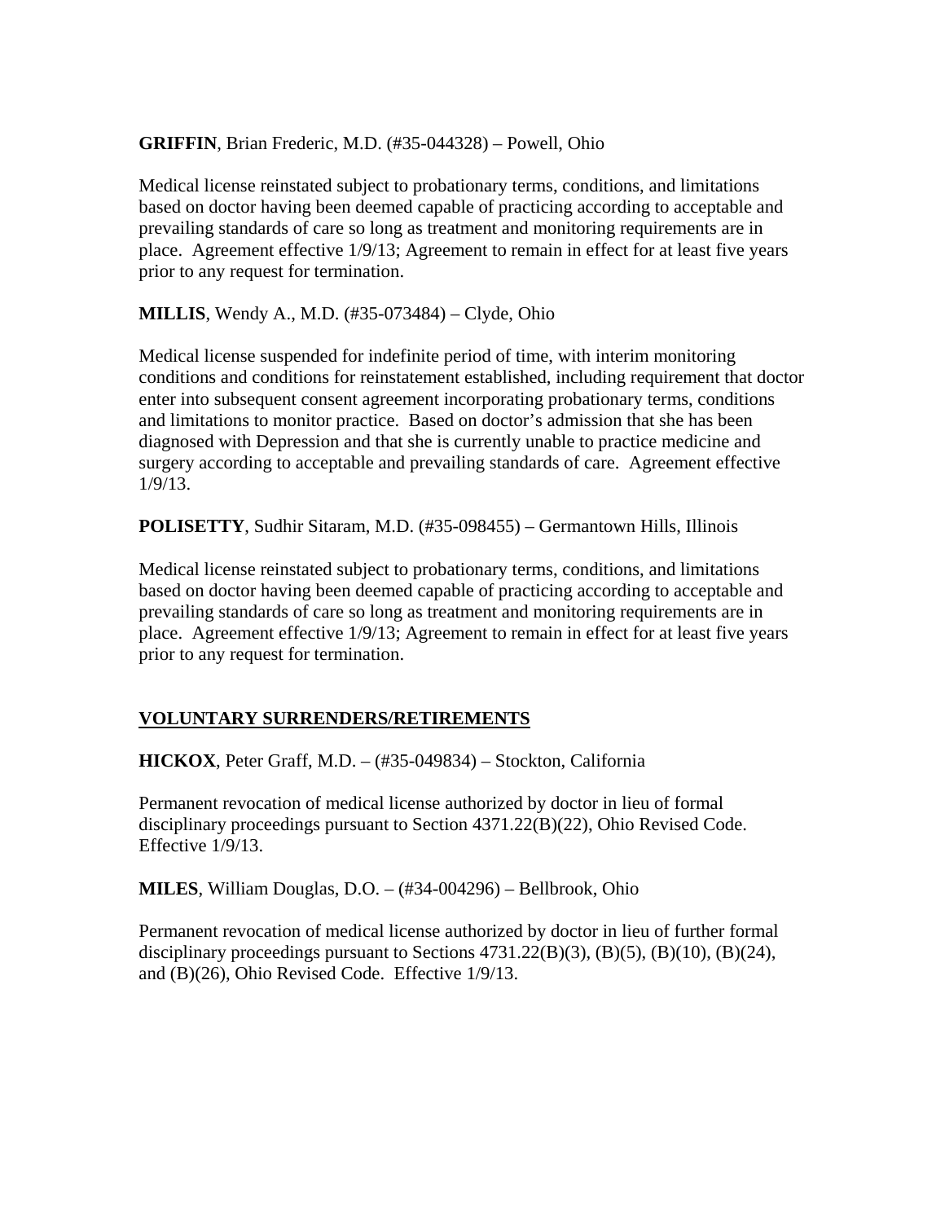**GRIFFIN**, Brian Frederic, M.D. (#35-044328) – Powell, Ohio

Medical license reinstated subject to probationary terms, conditions, and limitations based on doctor having been deemed capable of practicing according to acceptable and prevailing standards of care so long as treatment and monitoring requirements are in place. Agreement effective 1/9/13; Agreement to remain in effect for at least five years prior to any request for termination.

**MILLIS**, Wendy A., M.D. (#35-073484) – Clyde, Ohio

Medical license suspended for indefinite period of time, with interim monitoring conditions and conditions for reinstatement established, including requirement that doctor enter into subsequent consent agreement incorporating probationary terms, conditions and limitations to monitor practice. Based on doctor's admission that she has been diagnosed with Depression and that she is currently unable to practice medicine and surgery according to acceptable and prevailing standards of care. Agreement effective 1/9/13.

**POLISETTY**, Sudhir Sitaram, M.D. (#35-098455) – Germantown Hills, Illinois

Medical license reinstated subject to probationary terms, conditions, and limitations based on doctor having been deemed capable of practicing according to acceptable and prevailing standards of care so long as treatment and monitoring requirements are in place. Agreement effective 1/9/13; Agreement to remain in effect for at least five years prior to any request for termination.

## VOLUNTARY SURRENDERS/RETIREMENTS

**HICKOX**, Peter Graff, M.D. – (#35-049834) – Stockton, California

Permanent revocation of medical license authorized by doctor in lieu of formal disciplinary proceedings pursuant to Section 4371.22(B)(22), Ohio Revised Code. Effective 1/9/13.

**MILES**, William Douglas, D.O. – (#34-004296) – Bellbrook, Ohio

Permanent revocation of medical license authorized by doctor in lieu of further formal disciplinary proceedings pursuant to Sections 4731.22(B)(3), (B)(5), (B)(10), (B)(24), and (B)(26), Ohio Revised Code. Effective 1/9/13.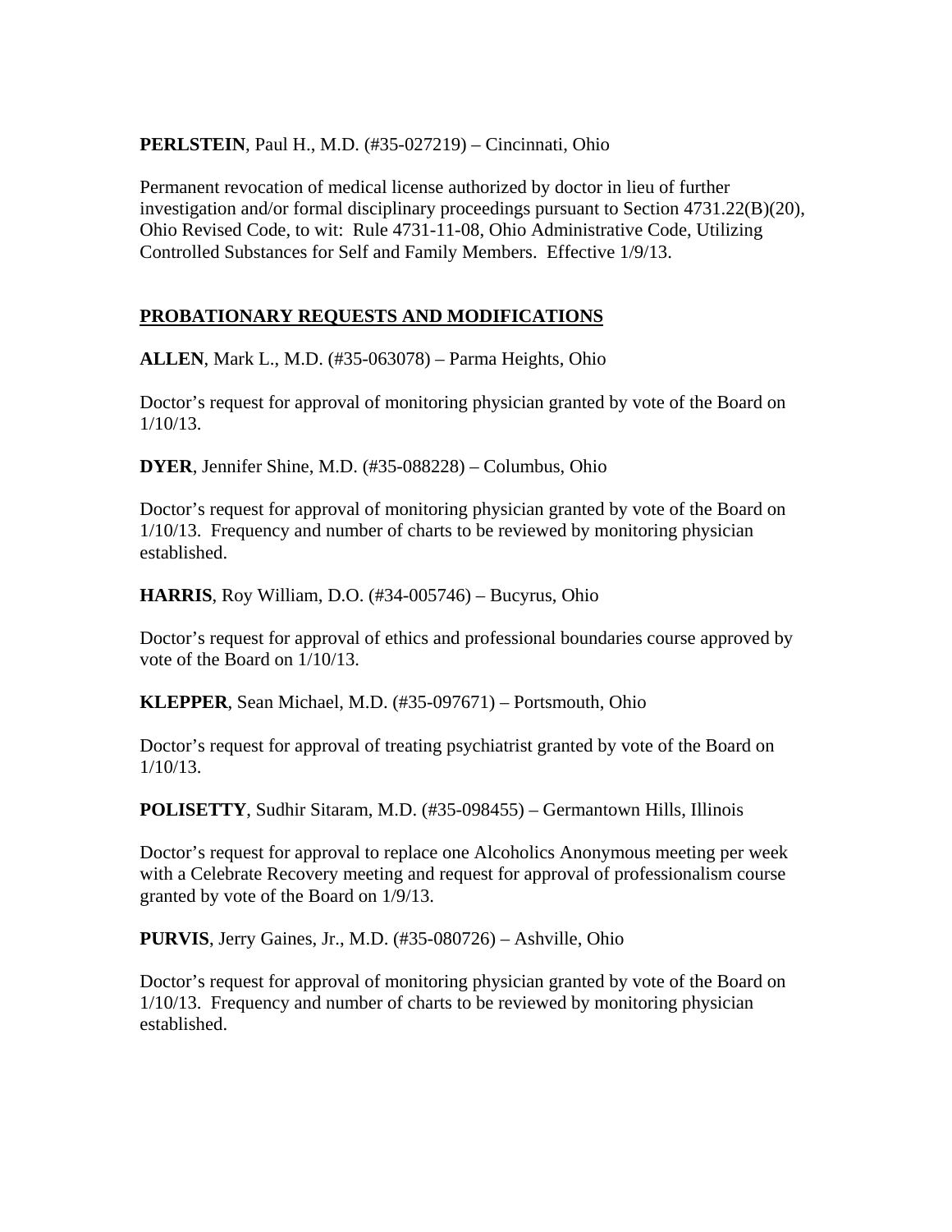**PERLSTEIN**, Paul H., M.D. (#35-027219) – Cincinnati, Ohio

Permanent revocation of medical license authorized by doctor in lieu of further investigation and/or formal disciplinary proceedings pursuant to Section 4731.22(B)(20), Ohio Revised Code, to wit: Rule 4731-11-08, Ohio Administrative Code, Utilizing Controlled Substances for Self and Family Members. Effective 1/9/13.

## PROBATIONARY REQUESTS AND MODIFICATIONS

**ALLEN**, Mark L., M.D. (#35-063078) – Parma Heights, Ohio

Doctor's request for approval of monitoring physician granted by vote of the Board on 1/10/13.

**DYER**, Jennifer Shine, M.D. (#35-088228) – Columbus, Ohio

Doctor's request for approval of monitoring physician granted by vote of the Board on 1/10/13. Frequency and number of charts to be reviewed by monitoring physician established.

**HARRIS**, Roy William, D.O. (#34-005746) – Bucyrus, Ohio

Doctor's request for approval of ethics and professional boundaries course approved by vote of the Board on 1/10/13.

**KLEPPER**, Sean Michael, M.D. (#35-097671) – Portsmouth, Ohio

Doctor's request for approval of treating psychiatrist granted by vote of the Board on 1/10/13.

**POLISETTY**, Sudhir Sitaram, M.D. (#35-098455) – Germantown Hills, Illinois

Doctor's request for approval to replace one Alcoholics Anonymous meeting per week with a Celebrate Recovery meeting and request for approval of professionalism course granted by vote of the Board on 1/9/13.

**PURVIS**, Jerry Gaines, Jr., M.D. (#35-080726) – Ashville, Ohio

Doctor's request for approval of monitoring physician granted by vote of the Board on 1/10/13. Frequency and number of charts to be reviewed by monitoring physician established.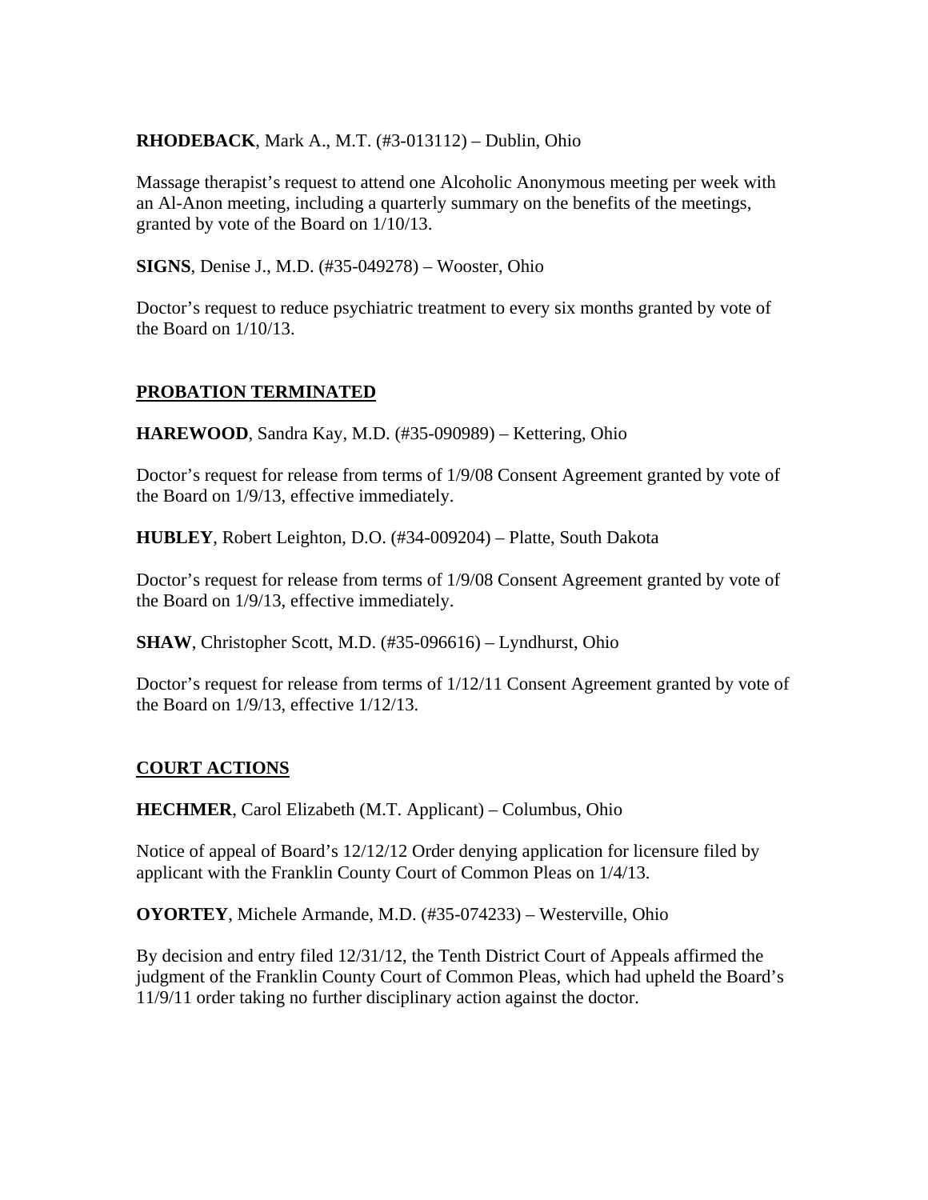**RHODEBACK**, Mark A., M.T. (#3-013112) – Dublin, Ohio

Massage therapist's request to attend one Alcoholic Anonymous meeting per week with an Al-Anon meeting, including a quarterly summary on the benefits of the meetings, granted by vote of the Board on 1/10/13.

**SIGNS**, Denise J., M.D. (#35-049278) – Wooster, Ohio

Doctor's request to reduce psychiatric treatment to every six months granted by vote of the Board on 1/10/13.

## PROBATION TERMINATED

**HAREWOOD**, Sandra Kay, M.D. (#35-090989) – Kettering, Ohio

Doctor's request for release from terms of 1/9/08 Consent Agreement granted by vote of the Board on 1/9/13, effective immediately.

**HUBLEY**, Robert Leighton, D.O. (#34-009204) – Platte, South Dakota

Doctor's request for release from terms of 1/9/08 Consent Agreement granted by vote of the Board on 1/9/13, effective immediately.

**SHAW**, Christopher Scott, M.D. (#35-096616) – Lyndhurst, Ohio

Doctor's request for release from terms of 1/12/11 Consent Agreement granted by vote of the Board on 1/9/13, effective 1/12/13.

## COURT ACTIONS

**HECHMER**, Carol Elizabeth (M.T. Applicant) – Columbus, Ohio

Notice of appeal of Board's 12/12/12 Order denying application for licensure filed by applicant with the Franklin County Court of Common Pleas on 1/4/13.

**OYORTEY**, Michele Armande, M.D. (#35-074233) – Westerville, Ohio

By decision and entry filed 12/31/12, the Tenth District Court of Appeals affirmed the judgment of the Franklin County Court of Common Pleas, which had upheld the Board's 11/9/11 order taking no further disciplinary action against the doctor.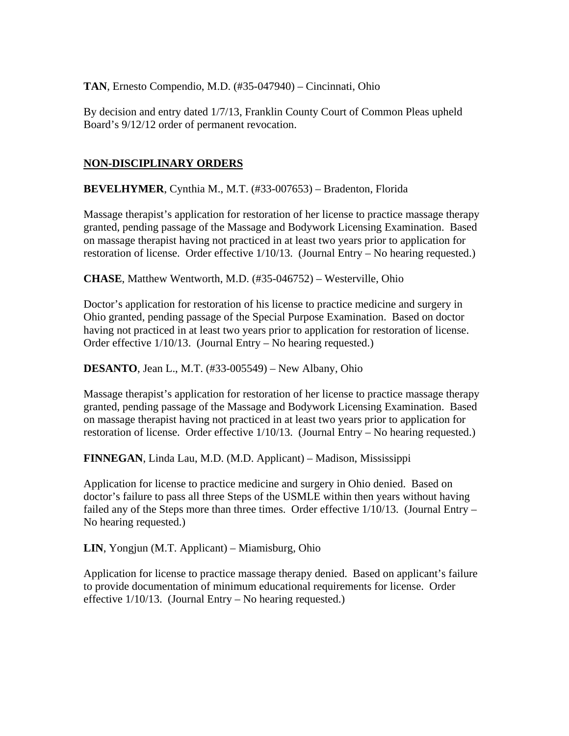**TAN**, Ernesto Compendio, M.D. (#35-047940) – Cincinnati, Ohio

By decision and entry dated 1/7/13, Franklin County Court of Common Pleas upheld Board's 9/12/12 order of permanent revocation.

## NON-DISCIPLINARY ORDERS

**BEVELHYMER**, Cynthia M., M.T. (#33-007653) – Bradenton, Florida

Massage therapist's application for restoration of her license to practice massage therapy granted, pending passage of the Massage and Bodywork Licensing Examination. Based on massage therapist having not practiced in at least two years prior to application for restoration of license. Order effective 1/10/13. (Journal Entry – No hearing requested.)

**CHASE**, Matthew Wentworth, M.D. (#35-046752) – Westerville, Ohio

Doctor's application for restoration of his license to practice medicine and surgery in Ohio granted, pending passage of the Special Purpose Examination. Based on doctor having not practiced in at least two years prior to application for restoration of license. Order effective 1/10/13. (Journal Entry – No hearing requested.)

**DESANTO**, Jean L., M.T. (#33-005549) – New Albany, Ohio

Massage therapist's application for restoration of her license to practice massage therapy granted, pending passage of the Massage and Bodywork Licensing Examination. Based on massage therapist having not practiced in at least two years prior to application for restoration of license. Order effective 1/10/13. (Journal Entry – No hearing requested.)

**FINNEGAN**, Linda Lau, M.D. (M.D. Applicant) – Madison, Mississippi

Application for license to practice medicine and surgery in Ohio denied. Based on doctor's failure to pass all three Steps of the USMLE within then years without having failed any of the Steps more than three times. Order effective 1/10/13. (Journal Entry – No hearing requested.)

**LIN**, Yongjun (M.T. Applicant) – Miamisburg, Ohio

Application for license to practice massage therapy denied. Based on applicant's failure to provide documentation of minimum educational requirements for license. Order effective 1/10/13. (Journal Entry – No hearing requested.)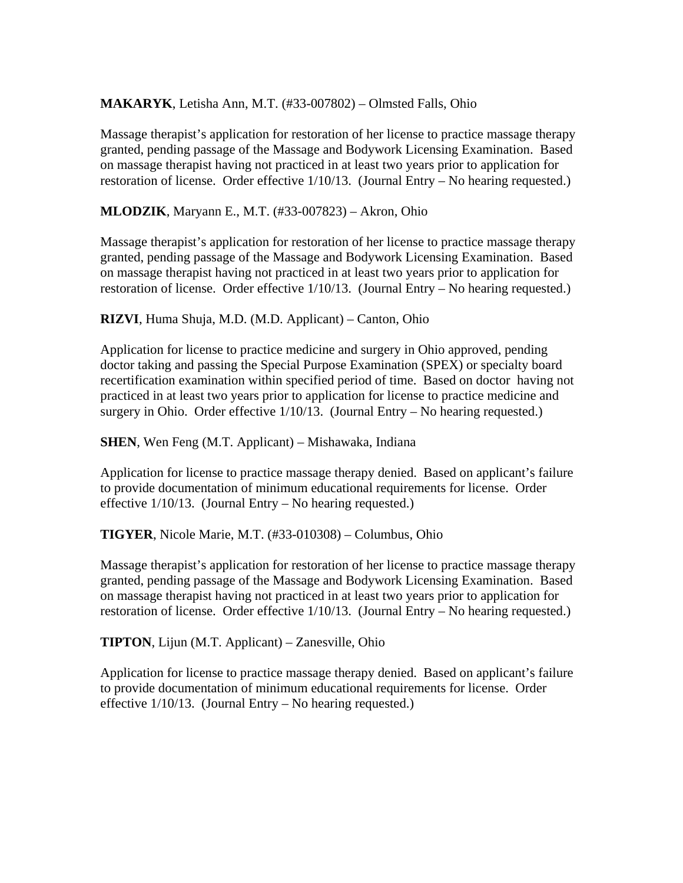**MAKARYK**, Letisha Ann, M.T. (#33-007802) – Olmsted Falls, Ohio

Massage therapist's application for restoration of her license to practice massage therapy granted, pending passage of the Massage and Bodywork Licensing Examination. Based on massage therapist having not practiced in at least two years prior to application for restoration of license. Order effective 1/10/13. (Journal Entry – No hearing requested.)

**MLODZIK**, Maryann E., M.T. (#33-007823) – Akron, Ohio

Massage therapist's application for restoration of her license to practice massage therapy granted, pending passage of the Massage and Bodywork Licensing Examination. Based on massage therapist having not practiced in at least two years prior to application for restoration of license. Order effective 1/10/13. (Journal Entry – No hearing requested.)

**RIZVI**, Huma Shuja, M.D. (M.D. Applicant) – Canton, Ohio

Application for license to practice medicine and surgery in Ohio approved, pending doctor taking and passing the Special Purpose Examination (SPEX) or specialty board recertification examination within specified period of time. Based on doctor having not practiced in at least two years prior to application for license to practice medicine and surgery in Ohio. Order effective 1/10/13. (Journal Entry – No hearing requested.)

**SHEN**, Wen Feng (M.T. Applicant) – Mishawaka, Indiana

Application for license to practice massage therapy denied. Based on applicant's failure to provide documentation of minimum educational requirements for license. Order effective 1/10/13. (Journal Entry – No hearing requested.)

**TIGYER**, Nicole Marie, M.T. (#33-010308) – Columbus, Ohio

Massage therapist's application for restoration of her license to practice massage therapy granted, pending passage of the Massage and Bodywork Licensing Examination. Based on massage therapist having not practiced in at least two years prior to application for restoration of license. Order effective 1/10/13. (Journal Entry – No hearing requested.)

**TIPTON**, Lijun (M.T. Applicant) – Zanesville, Ohio

Application for license to practice massage therapy denied. Based on applicant's failure to provide documentation of minimum educational requirements for license. Order effective 1/10/13. (Journal Entry – No hearing requested.)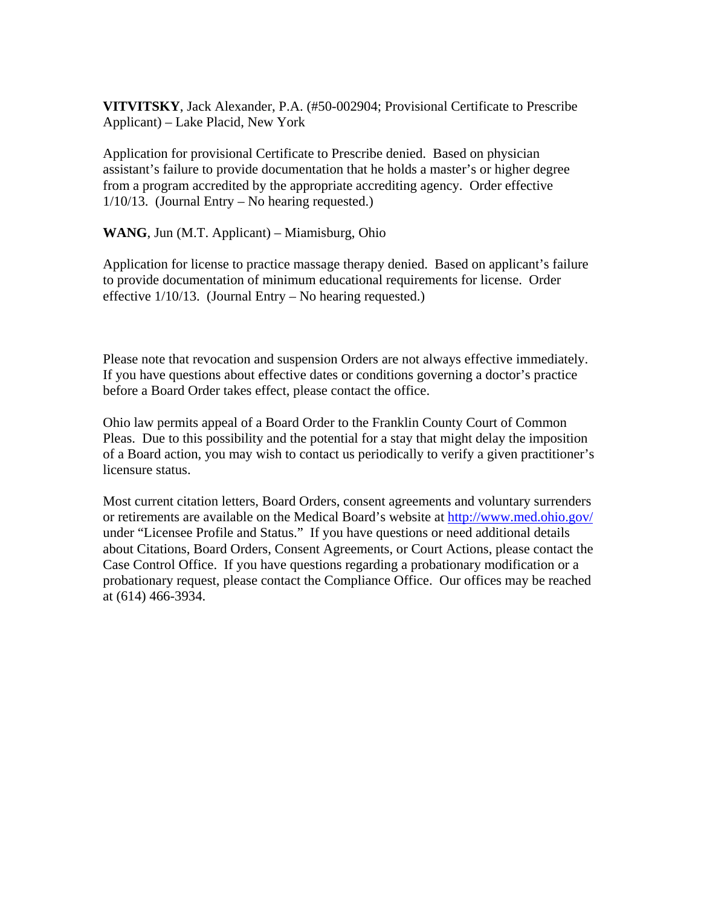**VITVITSKY**, Jack Alexander, P.A. (#50-002904; Provisional Certificate to Prescribe Applicant) – Lake Placid, New York

Application for provisional Certificate to Prescribe denied. Based on physician assistant's failure to provide documentation that he holds a master's or higher degree from a program accredited by the appropriate accrediting agency. Order effective 1/10/13. (Journal Entry – No hearing requested.)

**WANG**, Jun (M.T. Applicant) – Miamisburg, Ohio

Application for license to practice massage therapy denied. Based on applicant's failure to provide documentation of minimum educational requirements for license. Order effective 1/10/13. (Journal Entry – No hearing requested.)

Please note that revocation and suspension Orders are not always effective immediately. If you have questions about effective dates or conditions governing a doctor's practice before a Board Order takes effect, please contact the office.

Ohio law permits appeal of a Board Order to the Franklin County Court of Common Pleas. Due to this possibility and the potential for a stay that might delay the imposition of a Board action, you may wish to contact us periodically to verify a given practitioner's licensure status.

Most current citation letters, Board Orders, consent agreements and voluntary surrenders or retirements are available on the Medical Board's website at http://www.med.ohio.gov/ under "Licensee Profile and Status." If you have questions or need additional details about Citations, Board Orders, Consent Agreements, or Court Actions, please contact the Case Control Office. If you have questions regarding a probationary modification or a probationary request, please contact the Compliance Office. Our offices may be reached at (614) 466-3934.